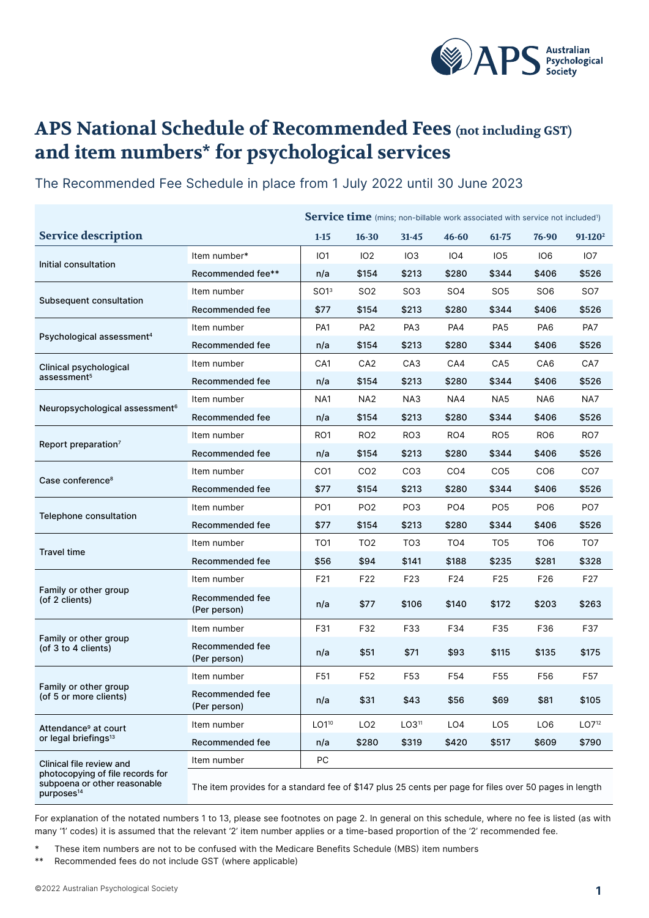# APS National Schedule of Recommended Fees (not including GST) and item numbers* for psychological services

The Recommended Fee Schedule in place from 1 July 2022 until 30 June 2023

| Service description | | Service time (mins; non-billable work associated with service not included[1]) 1-15 | 16-30 | 31-45 | 46-60 | 61-75 | 76-90 | 91-120[2] |
|---|---|---|---|---|---|---|---|---|
| Initial consultation | Item number* | IO1 | IO2 | IO3 | IO4 | IO5 | IO6 | IO7 |
| | Recommended fee** | n/a | $154 | $213 | $280 | $344 | $406 | $526 |
| Subsequent consultation | Item number | SO1[3] | SO2 | SO3 | SO4 | SO5 | SO6 | SO7 |
| | Recommended fee | $77 | $154 | $213 | $280 | $344 | $406 | $526 |
| Psychological assessment[4] | Item number | PA1 | PA2 | PA3 | PA4 | PA5 | PA6 | PA7 |
| | Recommended fee | n/a | $154 | $213 | $280 | $344 | $406 | $526 |
| Clinical psychological assessment[5] | Item number | CA1 | CA2 | CA3 | CA4 | CA5 | CA6 | CA7 |
| | Recommended fee | n/a | $154 | $213 | $280 | $344 | $406 | $526 |
| Neuropsychological assessment[6] | Item number | NA1 | NA2 | NA3 | NA4 | NA5 | NA6 | NA7 |
| | Recommended fee | n/a | $154 | $213 | $280 | $344 | $406 | $526 |
| Report preparation[7] | Item number | RO1 | RO2 | RO3 | RO4 | RO5 | RO6 | RO7 |
| | Recommended fee | n/a | $154 | $213 | $280 | $344 | $406 | $526 |
| Case conference[8] | Item number | CO1 | CO2 | CO3 | CO4 | CO5 | CO6 | CO7 |
| | Recommended fee | $77 | $154 | $213 | $280 | $344 | $406 | $526 |
| Telephone consultation | Item number | PO1 | PO2 | PO3 | PO4 | PO5 | PO6 | PO7 |
| | Recommended fee | $77 | $154 | $213 | $280 | $344 | $406 | $526 |
| Travel time | Item number | TO1 | TO2 | TO3 | TO4 | TO5 | TO6 | TO7 |
| | Recommended fee | $56 | $94 | $141 | $188 | $235 | $281 | $328 |
| Family or other group (of 2 clients) | Item number | F21 | F22 | F23 | F24 | F25 | F26 | F27 |
| | Recommended fee (Per person) | n/a | $77 | $106 | $140 | $172 | $203 | $263 |
| Family or other group (of 3 to 4 clients) | Item number | F31 | F32 | F33 | F34 | F35 | F36 | F37 |
| | Recommended fee (Per person) | n/a | $51 | $71 | $93 | $115 | $135 | $175 |
| Family or other group (of 5 or more clients) | Item number | F51 | F52 | F53 | F54 | F55 | F56 | F57 |
| | Recommended fee (Per person) | n/a | $31 | $43 | $56 | $69 | $81 | $105 |
| Attendance[9] at court or legal briefings[13] | Item number | LO1[10] | LO2 | LO3[11] | LO4 | LO5 | LO6 | LO7[12] |
| | Recommended fee | n/a | $280 | $319 | $420 | $517 | $609 | $790 |
| Clinical file review and photocopying of file records for subpoena or other reasonable purposes[14] | Item number | PC | | | | | | |
| | The item provides for a standard fee of $147 plus 25 cents per page for files over 50 pages in length | | | | | | | |

For explanation of the notated numbers 1 to 13, please see footnotes on page 2. In general on this schedule, where no fee is listed (as with many '1' codes) it is assumed that the relevant '2' item number applies or a time-based proportion of the '2' recommended fee.

\* These item numbers are not to be confused with the Medicare Benefits Schedule (MBS) item numbers

\*\* Recommended fees do not include GST (where applicable)

©2022 Australian Psychological Society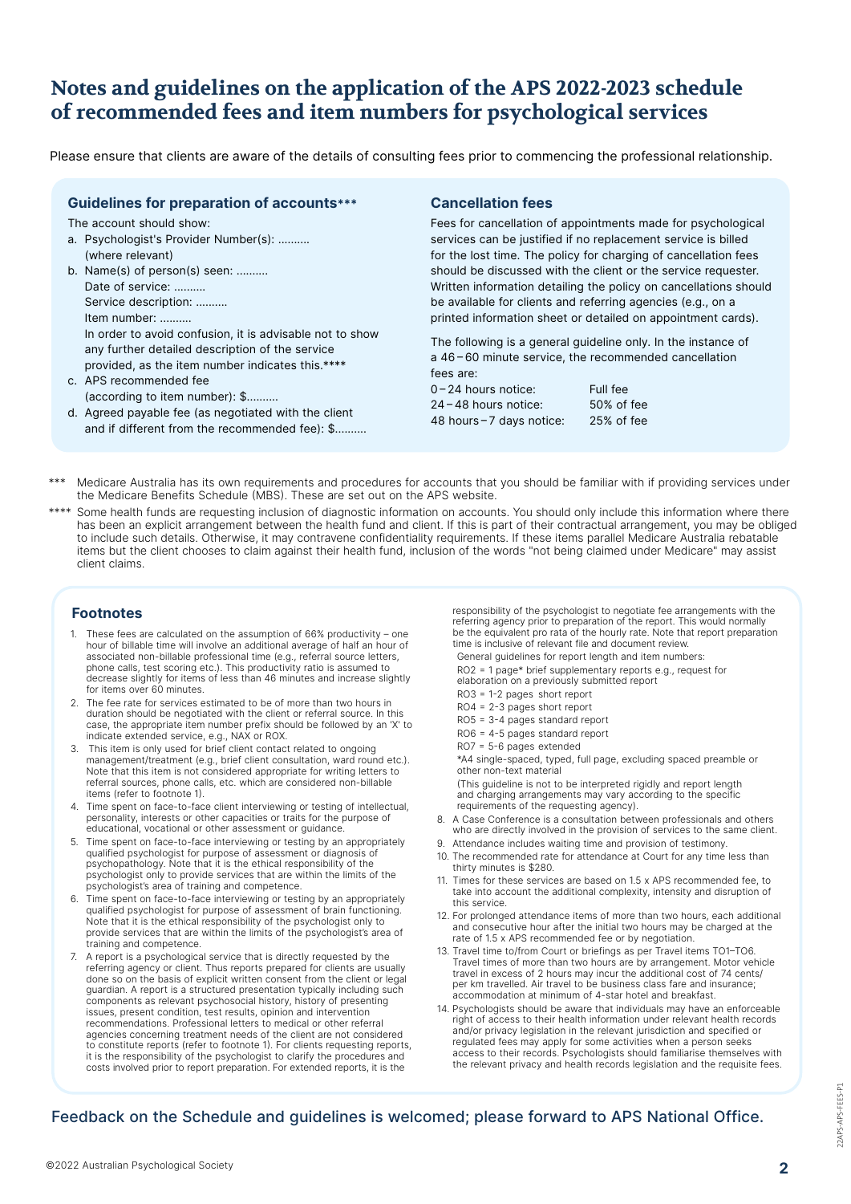# Notes and guidelines on the application of the APS 2022-2023 schedule of recommended fees and item numbers for psychological services

Please ensure that clients are aware of the details of consulting fees prior to commencing the professional relationship.

## Guidelines for preparation of accounts***

The account should show:

a. Psychologist's Provider Number(s): ..........
   (where relevant)

b. Name(s) of person(s) seen: ..........
   Date of service: ..........
   Service description: ..........
   Item number: ..........
   In order to avoid confusion, it is advisable not to show any further detailed description of the service provided, as the item number indicates this.****

c. APS recommended fee
   (according to item number): $..........

d. Agreed payable fee (as negotiated with the client and if different from the recommended fee): $..........

## Cancellation fees

Fees for cancellation of appointments made for psychological services can be justified if no replacement service is billed for the lost time. The policy for charging of cancellation fees should be discussed with the client or the service requester. Written information detailing the policy on cancellations should be available for clients and referring agencies (e.g., on a printed information sheet or detailed on appointment cards).

The following is a general guideline only. In the instance of a 46 – 60 minute service, the recommended cancellation fees are:

| | |
|---|---|
| 0 – 24 hours notice: | Full fee |
| 24 – 48 hours notice: | 50% of fee |
| 48 hours – 7 days notice: | 25% of fee |

*** Medicare Australia has its own requirements and procedures for accounts that you should be familiar with if providing services under the Medicare Benefits Schedule (MBS). These are set out on the APS website.

**** Some health funds are requesting inclusion of diagnostic information on accounts. You should only include this information where there has been an explicit arrangement between the health fund and client. If this is part of their contractual arrangement, you may be obliged to include such details. Otherwise, it may contravene confidentiality requirements. If these items parallel Medicare Australia rebatable items but the client chooses to claim against their health fund, inclusion of the words "not being claimed under Medicare" may assist client claims.

## Footnotes

1. These fees are calculated on the assumption of 66% productivity – one hour of billable time will involve an additional average of half an hour of associated non-billable professional time (e.g., referral source letters, phone calls, test scoring etc.). This productivity ratio is assumed to decrease slightly for items of less than 46 minutes and increase slightly for items over 60 minutes.
2. The fee rate for services estimated to be of more than two hours in duration should be negotiated with the client or referral source. In this case, the appropriate item number prefix should be followed by an 'X' to indicate extended service, e.g., NAX or ROX.
3. This item is only used for brief client contact related to ongoing management/treatment (e.g., brief client consultation, ward round etc.). Note that this item is not considered appropriate for writing letters to referral sources, phone calls, etc. which are considered non-billable items (refer to footnote 1).
4. Time spent on face-to-face client interviewing or testing of intellectual, personality, interests or other capacities or traits for the purpose of educational, vocational or other assessment or guidance.
5. Time spent on face-to-face interviewing or testing by an appropriately qualified psychologist for purpose of assessment or diagnosis of psychopathology. Note that it is the ethical responsibility of the psychologist only to provide services that are within the limits of the psychologist's area of training and competence.
6. Time spent on face-to-face interviewing or testing by an appropriately qualified psychologist for purpose of assessment of brain functioning. Note that it is the ethical responsibility of the psychologist only to provide services that are within the limits of the psychologist's area of training and competence.
7. A report is a psychological service that is directly requested by the referring agency or client. Thus reports prepared for clients are usually done so on the basis of explicit written consent from the client or legal guardian. A report is a structured presentation typically including such components as relevant psychosocial history, history of presenting issues, present condition, test results, opinion and intervention recommendations. Professional letters to medical or other referral agencies concerning treatment needs of the client are not considered to constitute reports (refer to footnote 1). For clients requesting reports, it is the responsibility of the psychologist to clarify the procedures and costs involved prior to report preparation. For extended reports, it is the responsibility of the psychologist to negotiate fee arrangements with the referring agency prior to preparation of the report. This would normally be the equivalent pro rata of the hourly rate. Note that report preparation time is inclusive of relevant file and document review.

   General guidelines for report length and item numbers:

   RO2 = 1 page* brief supplementary reports e.g., request for elaboration on a previously submitted report

   RO3 = 1-2 pages short report

   RO4 = 2-3 pages short report

   RO5 = 3-4 pages standard report

   RO6 = 4-5 pages standard report

   RO7 = 5-6 pages extended

   *A4 single-spaced, typed, full page, excluding spaced preamble or other non-text material

   (This guideline is not to be interpreted rigidly and report length and charging arrangements may vary according to the specific requirements of the requesting agency).
8. A Case Conference is a consultation between professionals and others who are directly involved in the provision of services to the same client.
9. Attendance includes waiting time and provision of testimony.
10. The recommended rate for attendance at Court for any time less than thirty minutes is $280.
11. Times for these services are based on 1.5 x APS recommended fee, to take into account the additional complexity, intensity and disruption of this service.
12. For prolonged attendance items of more than two hours, each additional and consecutive hour after the initial two hours may be charged at the rate of 1.5 x APS recommended fee or by negotiation.
13. Travel time to/from Court or briefings as per Travel items TO1–TO6. Travel times of more than two hours are by arrangement. Motor vehicle travel in excess of 2 hours may incur the additional cost of 74 cents/per km travelled. Air travel to be business class fare and insurance; accommodation at minimum of 4-star hotel and breakfast.
14. Psychologists should be aware that individuals may have an enforceable right of access to their health information under relevant health records and/or privacy legislation in the relevant jurisdiction and specified or regulated fees may apply for some activities when a person seeks access to their records. Psychologists should familiarise themselves with the relevant privacy and health records legislation and the requisite fees.

Feedback on the Schedule and guidelines is welcomed; please forward to APS National Office.

©2022 Australian Psychological Society